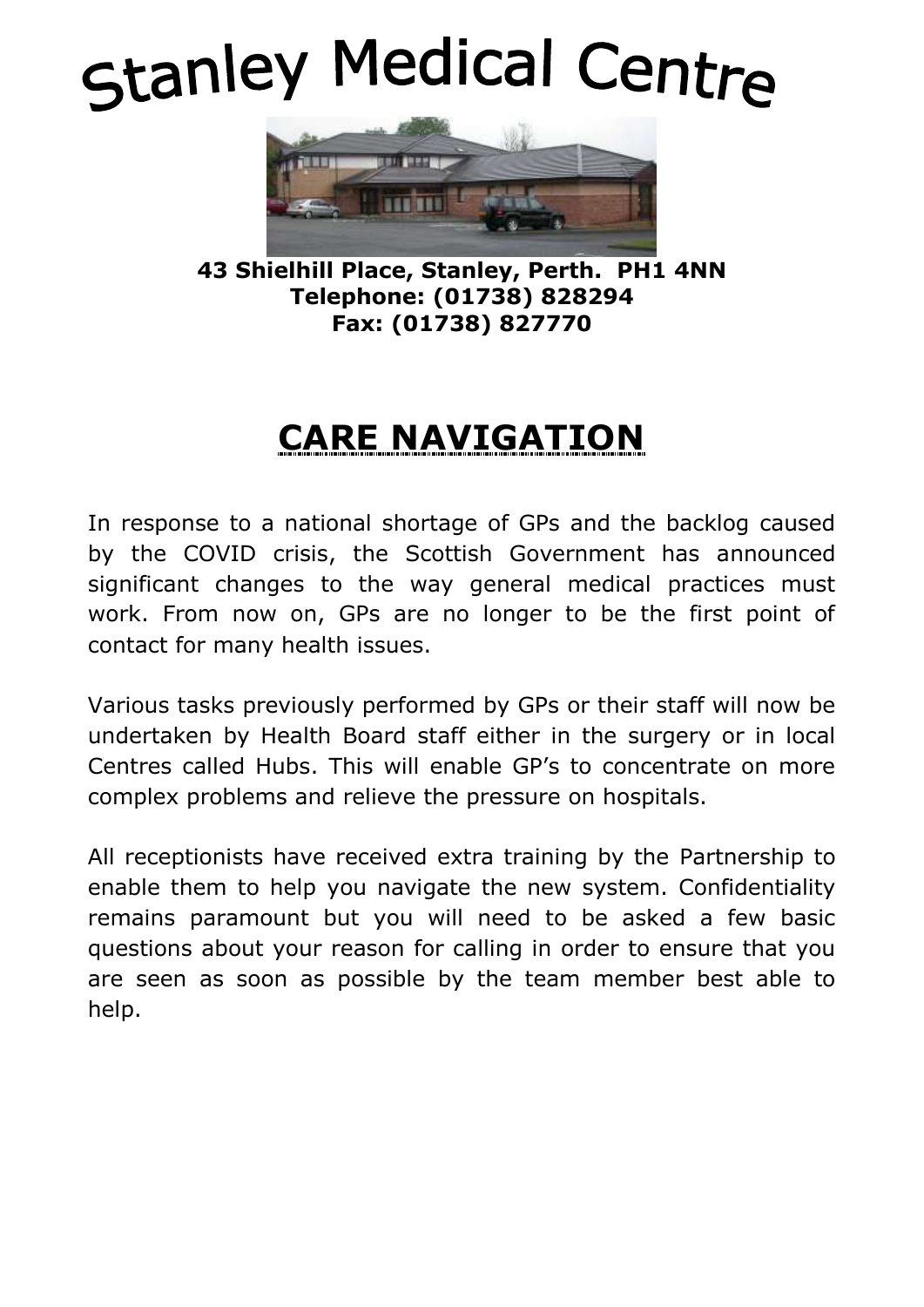# Stanley Medical Centre

**43 Shielhill Place, Stanley, Perth. PH1 4NN**
**Telephone: (01738) 828294**
**Fax: (01738) 827770**

## CARE NAVIGATION

In response to a national shortage of GPs and the backlog caused by the COVID crisis, the Scottish Government has announced significant changes to the way general medical practices must work. From now on, GPs are no longer to be the first point of contact for many health issues.

Various tasks previously performed by GPs or their staff will now be undertaken by Health Board staff either in the surgery or in local Centres called Hubs. This will enable GP's to concentrate on more complex problems and relieve the pressure on hospitals.

All receptionists have received extra training by the Partnership to enable them to help you navigate the new system. Confidentiality remains paramount but you will need to be asked a few basic questions about your reason for calling in order to ensure that you are seen as soon as possible by the team member best able to help.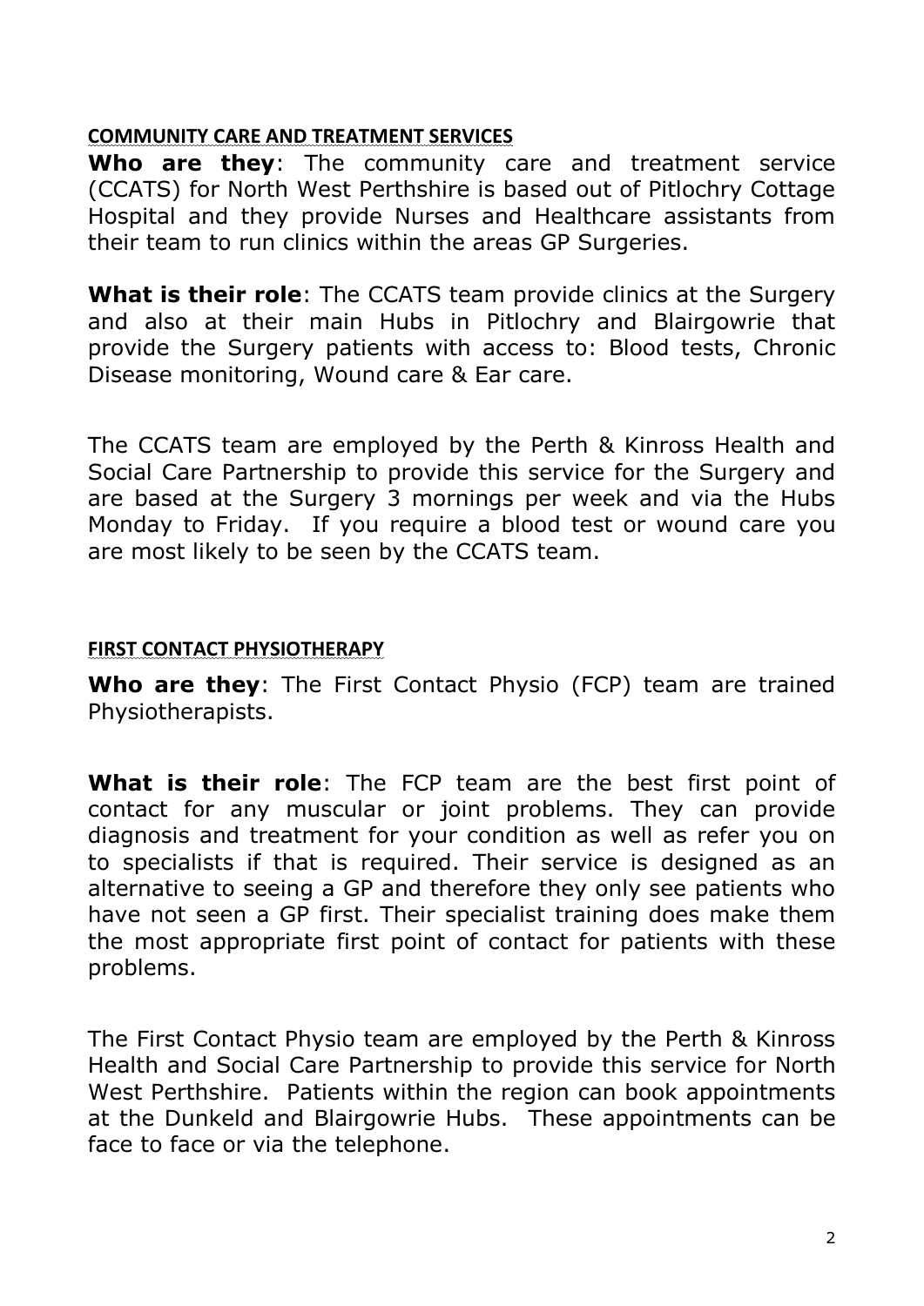## COMMUNITY CARE AND TREATMENT SERVICES

**Who are they**: The community care and treatment service (CCATS) for North West Perthshire is based out of Pitlochry Cottage Hospital and they provide Nurses and Healthcare assistants from their team to run clinics within the areas GP Surgeries.

**What is their role**: The CCATS team provide clinics at the Surgery and also at their main Hubs in Pitlochry and Blairgowrie that provide the Surgery patients with access to: Blood tests, Chronic Disease monitoring, Wound care & Ear care.

The CCATS team are employed by the Perth & Kinross Health and Social Care Partnership to provide this service for the Surgery and are based at the Surgery 3 mornings per week and via the Hubs Monday to Friday. If you require a blood test or wound care you are most likely to be seen by the CCATS team.

## FIRST CONTACT PHYSIOTHERAPY

**Who are they**: The First Contact Physio (FCP) team are trained Physiotherapists.

**What is their role**: The FCP team are the best first point of contact for any muscular or joint problems. They can provide diagnosis and treatment for your condition as well as refer you on to specialists if that is required. Their service is designed as an alternative to seeing a GP and therefore they only see patients who have not seen a GP first. Their specialist training does make them the most appropriate first point of contact for patients with these problems.

The First Contact Physio team are employed by the Perth & Kinross Health and Social Care Partnership to provide this service for North West Perthshire. Patients within the region can book appointments at the Dunkeld and Blairgowrie Hubs. These appointments can be face to face or via the telephone.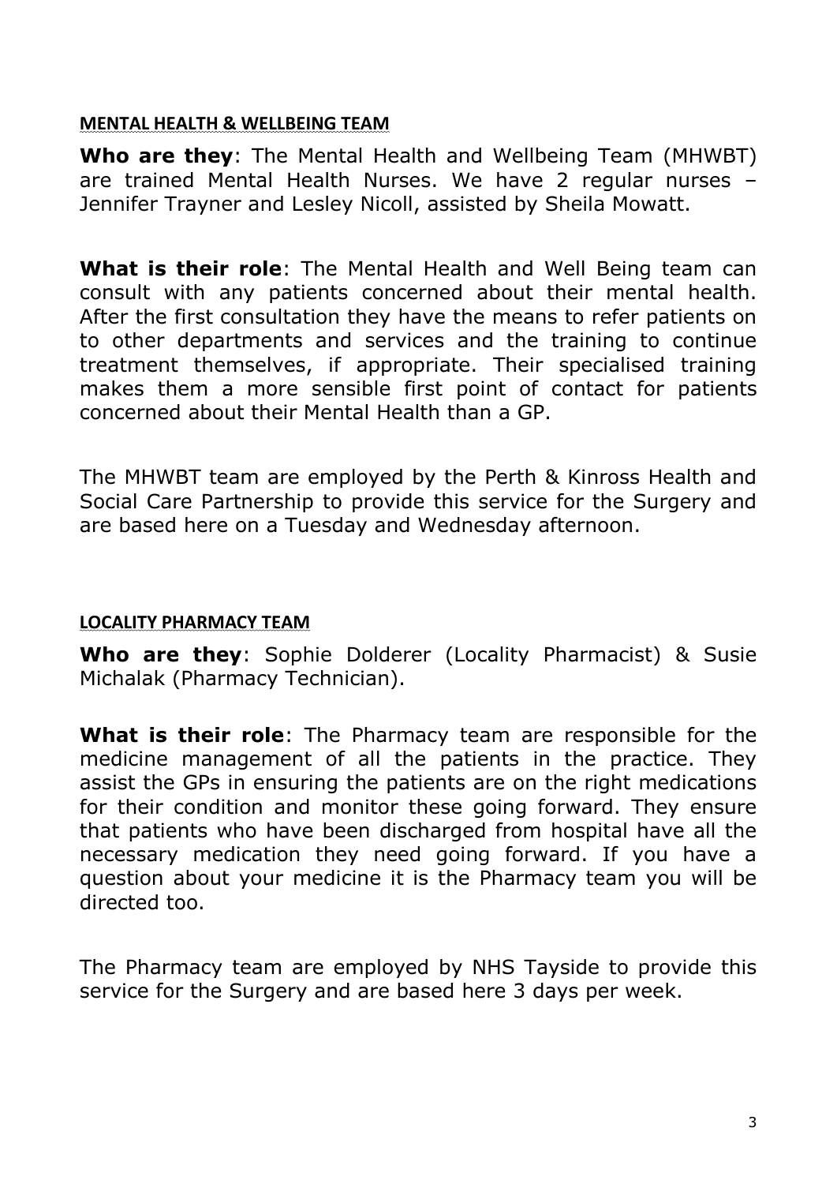## MENTAL HEALTH & WELLBEING TEAM

**Who are they**: The Mental Health and Wellbeing Team (MHWBT) are trained Mental Health Nurses. We have 2 regular nurses – Jennifer Trayner and Lesley Nicoll, assisted by Sheila Mowatt.

**What is their role**: The Mental Health and Well Being team can consult with any patients concerned about their mental health. After the first consultation they have the means to refer patients on to other departments and services and the training to continue treatment themselves, if appropriate. Their specialised training makes them a more sensible first point of contact for patients concerned about their Mental Health than a GP.

The MHWBT team are employed by the Perth & Kinross Health and Social Care Partnership to provide this service for the Surgery and are based here on a Tuesday and Wednesday afternoon.

## LOCALITY PHARMACY TEAM

**Who are they**: Sophie Dolderer (Locality Pharmacist) & Susie Michalak (Pharmacy Technician).

**What is their role**: The Pharmacy team are responsible for the medicine management of all the patients in the practice. They assist the GPs in ensuring the patients are on the right medications for their condition and monitor these going forward. They ensure that patients who have been discharged from hospital have all the necessary medication they need going forward. If you have a question about your medicine it is the Pharmacy team you will be directed too.

The Pharmacy team are employed by NHS Tayside to provide this service for the Surgery and are based here 3 days per week.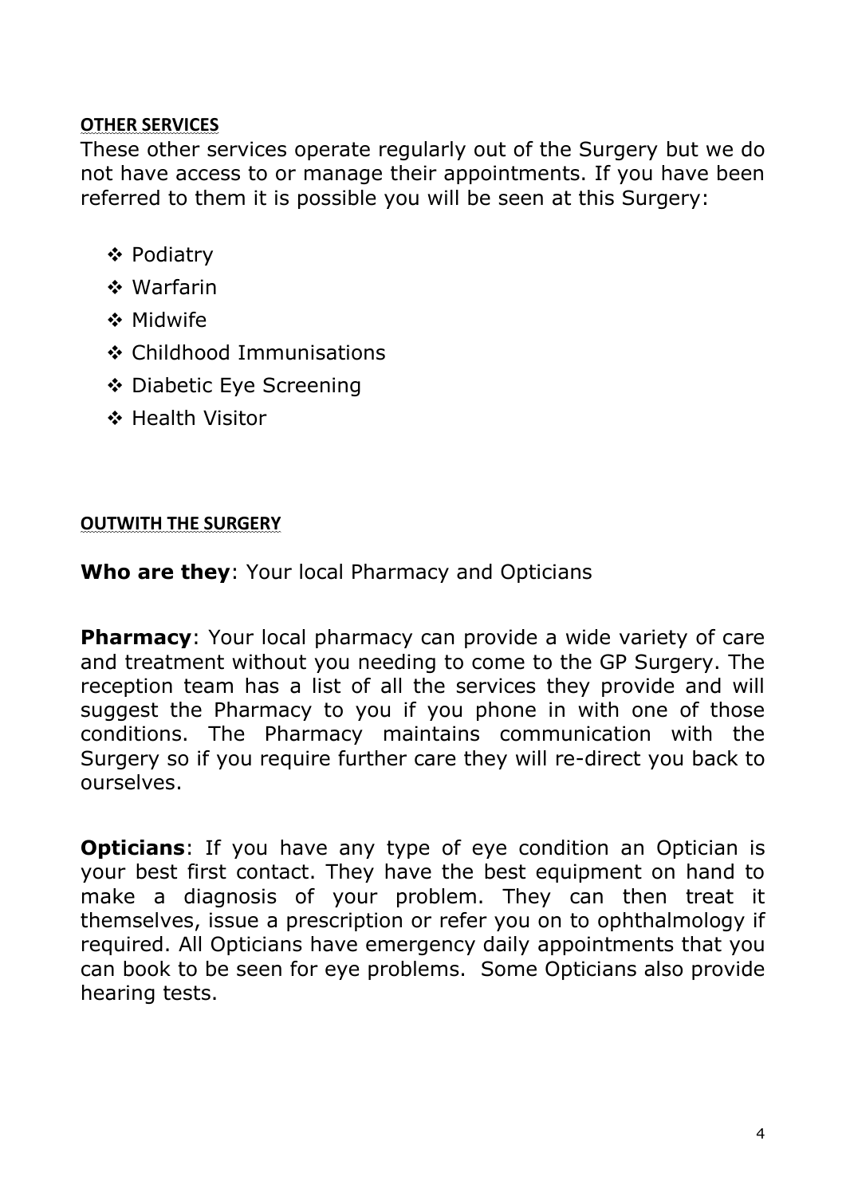## OTHER SERVICES

These other services operate regularly out of the Surgery but we do not have access to or manage their appointments. If you have been referred to them it is possible you will be seen at this Surgery:

- Podiatry
- Warfarin
- Midwife
- Childhood Immunisations
- Diabetic Eye Screening
- Health Visitor

## OUTWITH THE SURGERY

**Who are they**: Your local Pharmacy and Opticians

**Pharmacy**: Your local pharmacy can provide a wide variety of care and treatment without you needing to come to the GP Surgery. The reception team has a list of all the services they provide and will suggest the Pharmacy to you if you phone in with one of those conditions. The Pharmacy maintains communication with the Surgery so if you require further care they will re-direct you back to ourselves.

**Opticians**: If you have any type of eye condition an Optician is your best first contact. They have the best equipment on hand to make a diagnosis of your problem. They can then treat it themselves, issue a prescription or refer you on to ophthalmology if required. All Opticians have emergency daily appointments that you can book to be seen for eye problems. Some Opticians also provide hearing tests.